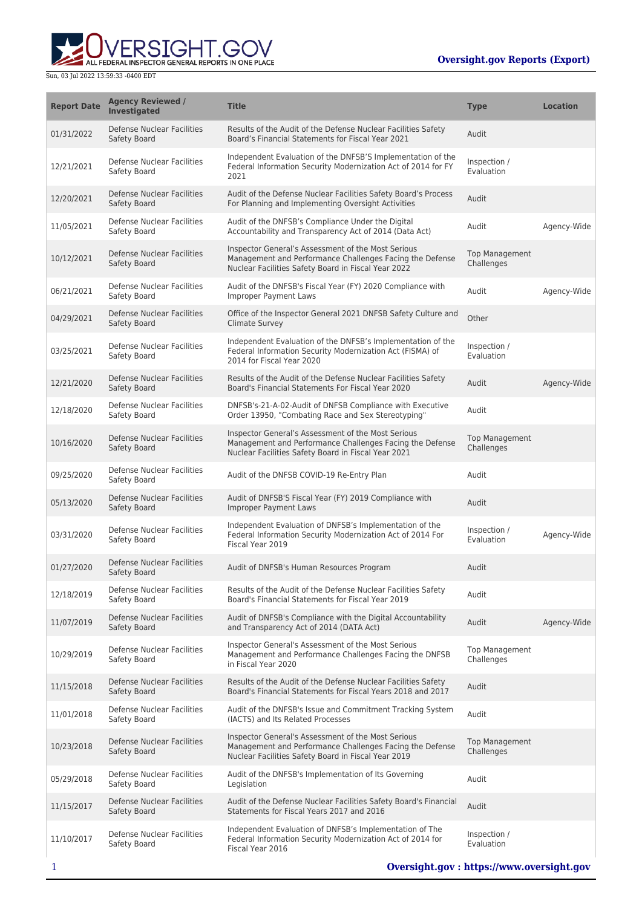| Report Date | Agency Reviewed / Investigated | Title | Type | Location |
| --- | --- | --- | --- | --- |
| 01/31/2022 | Defense Nuclear Facilities Safety Board | Results of the Audit of the Defense Nuclear Facilities Safety Board's Financial Statements for Fiscal Year 2021 | Audit | |
| 12/21/2021 | Defense Nuclear Facilities Safety Board | Independent Evaluation of the DNFSB'S Implementation of the Federal Information Security Modernization Act of 2014 for FY 2021 | Inspection / Evaluation | |
| 12/20/2021 | Defense Nuclear Facilities Safety Board | Audit of the Defense Nuclear Facilities Safety Board's Process For Planning and Implementing Oversight Activities | Audit | |
| 11/05/2021 | Defense Nuclear Facilities Safety Board | Audit of the DNFSB's Compliance Under the Digital Accountability and Transparency Act of 2014 (Data Act) | Audit | Agency-Wide |
| 10/12/2021 | Defense Nuclear Facilities Safety Board | Inspector General's Assessment of the Most Serious Management and Performance Challenges Facing the Defense Nuclear Facilities Safety Board in Fiscal Year 2022 | Top Management Challenges | |
| 06/21/2021 | Defense Nuclear Facilities Safety Board | Audit of the DNFSB's Fiscal Year (FY) 2020 Compliance with Improper Payment Laws | Audit | Agency-Wide |
| 04/29/2021 | Defense Nuclear Facilities Safety Board | Office of the Inspector General 2021 DNFSB Safety Culture and Climate Survey | Other | |
| 03/25/2021 | Defense Nuclear Facilities Safety Board | Independent Evaluation of the DNFSB's Implementation of the Federal Information Security Modernization Act (FISMA) of 2014 for Fiscal Year 2020 | Inspection / Evaluation | |
| 12/21/2020 | Defense Nuclear Facilities Safety Board | Results of the Audit of the Defense Nuclear Facilities Safety Board's Financial Statements For Fiscal Year 2020 | Audit | Agency-Wide |
| 12/18/2020 | Defense Nuclear Facilities Safety Board | DNFSB's-21-A-02-Audit of DNFSB Compliance with Executive Order 13950, "Combating Race and Sex Stereotyping" | Audit | |
| 10/16/2020 | Defense Nuclear Facilities Safety Board | Inspector General's Assessment of the Most Serious Management and Performance Challenges Facing the Defense Nuclear Facilities Safety Board in Fiscal Year 2021 | Top Management Challenges | |
| 09/25/2020 | Defense Nuclear Facilities Safety Board | Audit of the DNFSB COVID-19 Re-Entry Plan | Audit | |
| 05/13/2020 | Defense Nuclear Facilities Safety Board | Audit of DNFSB'S Fiscal Year (FY) 2019 Compliance with Improper Payment Laws | Audit | |
| 03/31/2020 | Defense Nuclear Facilities Safety Board | Independent Evaluation of DNFSB's Implementation of the Federal Information Security Modernization Act of 2014 For Fiscal Year 2019 | Inspection / Evaluation | Agency-Wide |
| 01/27/2020 | Defense Nuclear Facilities Safety Board | Audit of DNFSB's Human Resources Program | Audit | |
| 12/18/2019 | Defense Nuclear Facilities Safety Board | Results of the Audit of the Defense Nuclear Facilities Safety Board's Financial Statements for Fiscal Year 2019 | Audit | |
| 11/07/2019 | Defense Nuclear Facilities Safety Board | Audit of DNFSB's Compliance with the Digital Accountability and Transparency Act of 2014 (DATA Act) | Audit | Agency-Wide |
| 10/29/2019 | Defense Nuclear Facilities Safety Board | Inspector General's Assessment of the Most Serious Management and Performance Challenges Facing the DNFSB in Fiscal Year 2020 | Top Management Challenges | |
| 11/15/2018 | Defense Nuclear Facilities Safety Board | Results of the Audit of the Defense Nuclear Facilities Safety Board's Financial Statements for Fiscal Years 2018 and 2017 | Audit | |
| 11/01/2018 | Defense Nuclear Facilities Safety Board | Audit of the DNFSB's Issue and Commitment Tracking System (IACTS) and Its Related Processes | Audit | |
| 10/23/2018 | Defense Nuclear Facilities Safety Board | Inspector General's Assessment of the Most Serious Management and Performance Challenges Facing the Defense Nuclear Facilities Safety Board in Fiscal Year 2019 | Top Management Challenges | |
| 05/29/2018 | Defense Nuclear Facilities Safety Board | Audit of the DNFSB's Implementation of Its Governing Legislation | Audit | |
| 11/15/2017 | Defense Nuclear Facilities Safety Board | Audit of the Defense Nuclear Facilities Safety Board's Financial Statements for Fiscal Years 2017 and 2016 | Audit | |
| 11/10/2017 | Defense Nuclear Facilities Safety Board | Independent Evaluation of DNFSB's Implementation of The Federal Information Security Modernization Act of 2014 for Fiscal Year 2016 | Inspection / Evaluation | |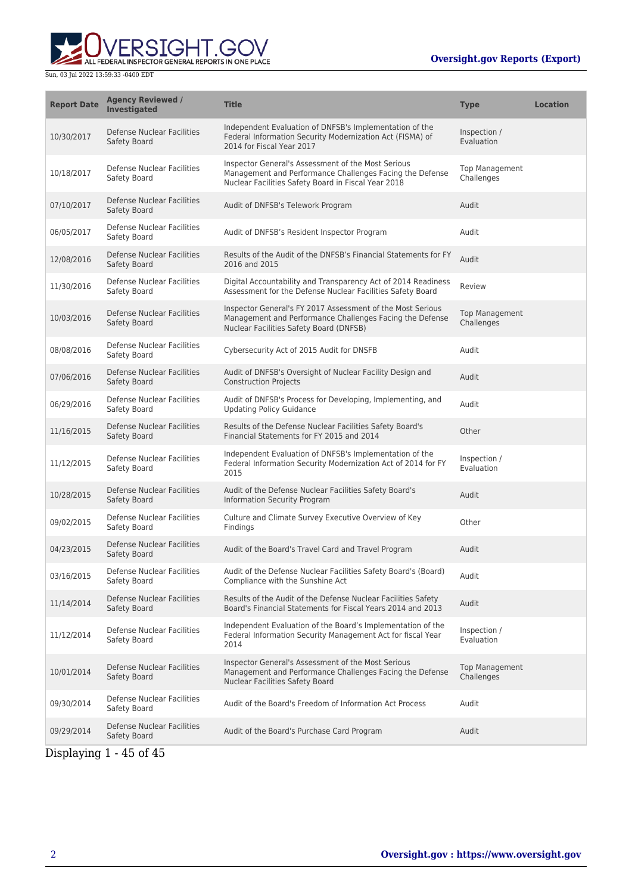| Report Date | Agency Reviewed / Investigated | Title | Type | Location |
|---|---|---|---|---|
| 10/30/2017 | Defense Nuclear Facilities Safety Board | Independent Evaluation of DNFSB's Implementation of the Federal Information Security Modernization Act (FISMA) of 2014 for Fiscal Year 2017 | Inspection / Evaluation | |
| 10/18/2017 | Defense Nuclear Facilities Safety Board | Inspector General's Assessment of the Most Serious Management and Performance Challenges Facing the Defense Nuclear Facilities Safety Board in Fiscal Year 2018 | Top Management Challenges | |
| 07/10/2017 | Defense Nuclear Facilities Safety Board | Audit of DNFSB's Telework Program | Audit | |
| 06/05/2017 | Defense Nuclear Facilities Safety Board | Audit of DNFSB’s Resident Inspector Program | Audit | |
| 12/08/2016 | Defense Nuclear Facilities Safety Board | Results of the Audit of the DNFSB’s Financial Statements for FY 2016 and 2015 | Audit | |
| 11/30/2016 | Defense Nuclear Facilities Safety Board | Digital Accountability and Transparency Act of 2014 Readiness Assessment for the Defense Nuclear Facilities Safety Board | Review | |
| 10/03/2016 | Defense Nuclear Facilities Safety Board | Inspector General's FY 2017 Assessment of the Most Serious Management and Performance Challenges Facing the Defense Nuclear Facilities Safety Board (DNFSB) | Top Management Challenges | |
| 08/08/2016 | Defense Nuclear Facilities Safety Board | Cybersecurity Act of 2015 Audit for DNSFB | Audit | |
| 07/06/2016 | Defense Nuclear Facilities Safety Board | Audit of DNFSB's Oversight of Nuclear Facility Design and Construction Projects | Audit | |
| 06/29/2016 | Defense Nuclear Facilities Safety Board | Audit of DNFSB's Process for Developing, Implementing, and Updating Policy Guidance | Audit | |
| 11/16/2015 | Defense Nuclear Facilities Safety Board | Results of the Defense Nuclear Facilities Safety Board's Financial Statements for FY 2015 and 2014 | Other | |
| 11/12/2015 | Defense Nuclear Facilities Safety Board | Independent Evaluation of DNFSB's Implementation of the Federal Information Security Modernization Act of 2014 for FY 2015 | Inspection / Evaluation | |
| 10/28/2015 | Defense Nuclear Facilities Safety Board | Audit of the Defense Nuclear Facilities Safety Board's Information Security Program | Audit | |
| 09/02/2015 | Defense Nuclear Facilities Safety Board | Culture and Climate Survey Executive Overview of Key Findings | Other | |
| 04/23/2015 | Defense Nuclear Facilities Safety Board | Audit of the Board's Travel Card and Travel Program | Audit | |
| 03/16/2015 | Defense Nuclear Facilities Safety Board | Audit of the Defense Nuclear Facilities Safety Board's (Board) Compliance with the Sunshine Act | Audit | |
| 11/14/2014 | Defense Nuclear Facilities Safety Board | Results of the Audit of the Defense Nuclear Facilities Safety Board's Financial Statements for Fiscal Years 2014 and 2013 | Audit | |
| 11/12/2014 | Defense Nuclear Facilities Safety Board | Independent Evaluation of the Board’s Implementation of the Federal Information Security Management Act for fiscal Year 2014 | Inspection / Evaluation | |
| 10/01/2014 | Defense Nuclear Facilities Safety Board | Inspector General's Assessment of the Most Serious Management and Performance Challenges Facing the Defense Nuclear Facilities Safety Board | Top Management Challenges | |
| 09/30/2014 | Defense Nuclear Facilities Safety Board | Audit of the Board's Freedom of Information Act Process | Audit | |
| 09/29/2014 | Defense Nuclear Facilities Safety Board | Audit of the Board's Purchase Card Program | Audit | |

Displaying 1 - 45 of 45